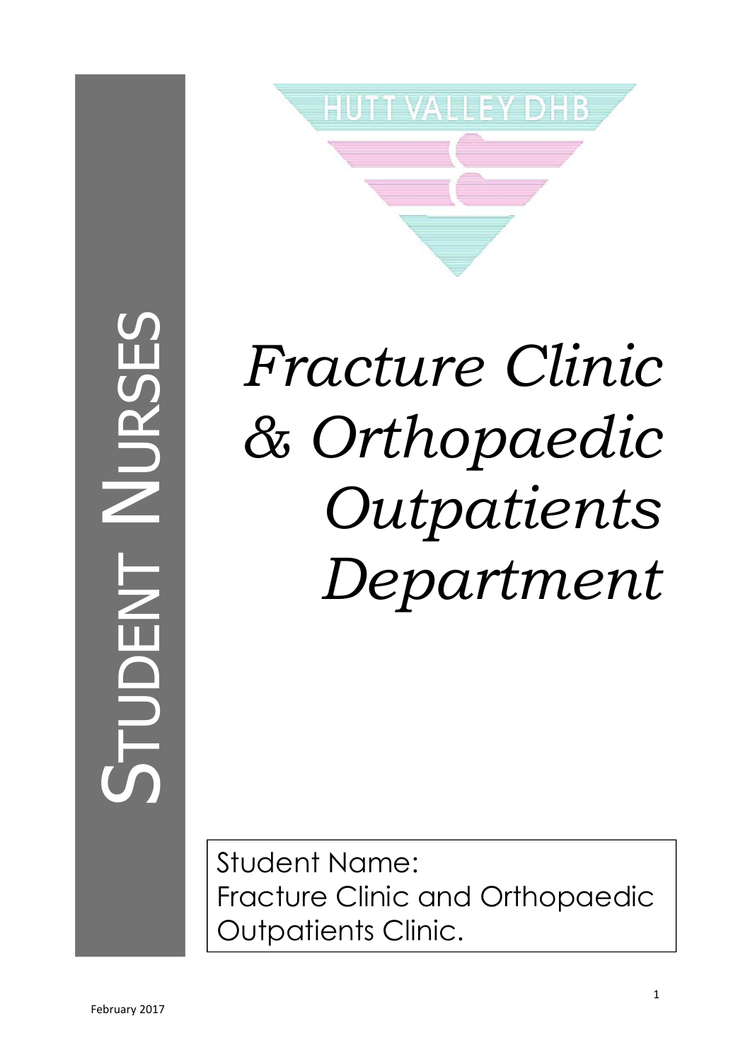HUTT VALLEY DHB

STUDENT NURSES

# *Fracture Clinic & Orthopaedic Outpatients Department*

Student Name:
Fracture Clinic and Orthopaedic Outpatients Clinic.

February 2017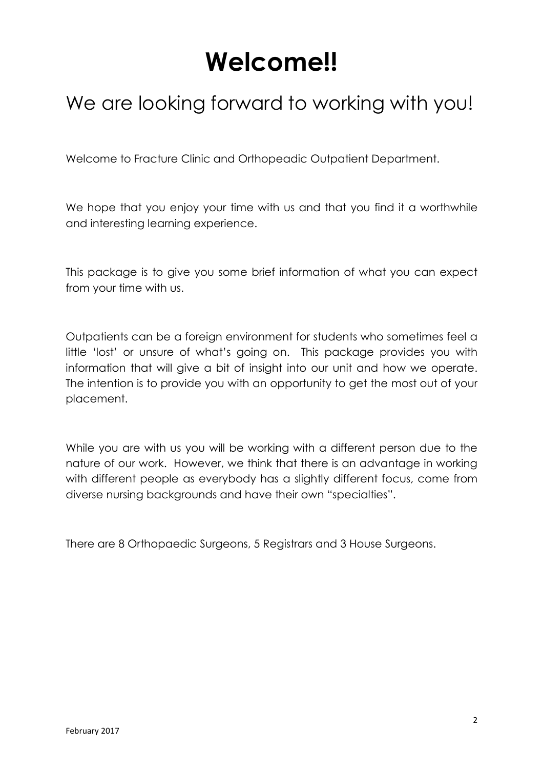# Welcome!!

## We are looking forward to working with you!

Welcome to Fracture Clinic and Orthopeadic Outpatient Department.

We hope that you enjoy your time with us and that you find it a worthwhile and interesting learning experience.

This package is to give you some brief information of what you can expect from your time with us.

Outpatients can be a foreign environment for students who sometimes feel a little 'lost' or unsure of what's going on. This package provides you with information that will give a bit of insight into our unit and how we operate. The intention is to provide you with an opportunity to get the most out of your placement.

While you are with us you will be working with a different person due to the nature of our work. However, we think that there is an advantage in working with different people as everybody has a slightly different focus, come from diverse nursing backgrounds and have their own "specialties".

There are 8 Orthopaedic Surgeons, 5 Registrars and 3 House Surgeons.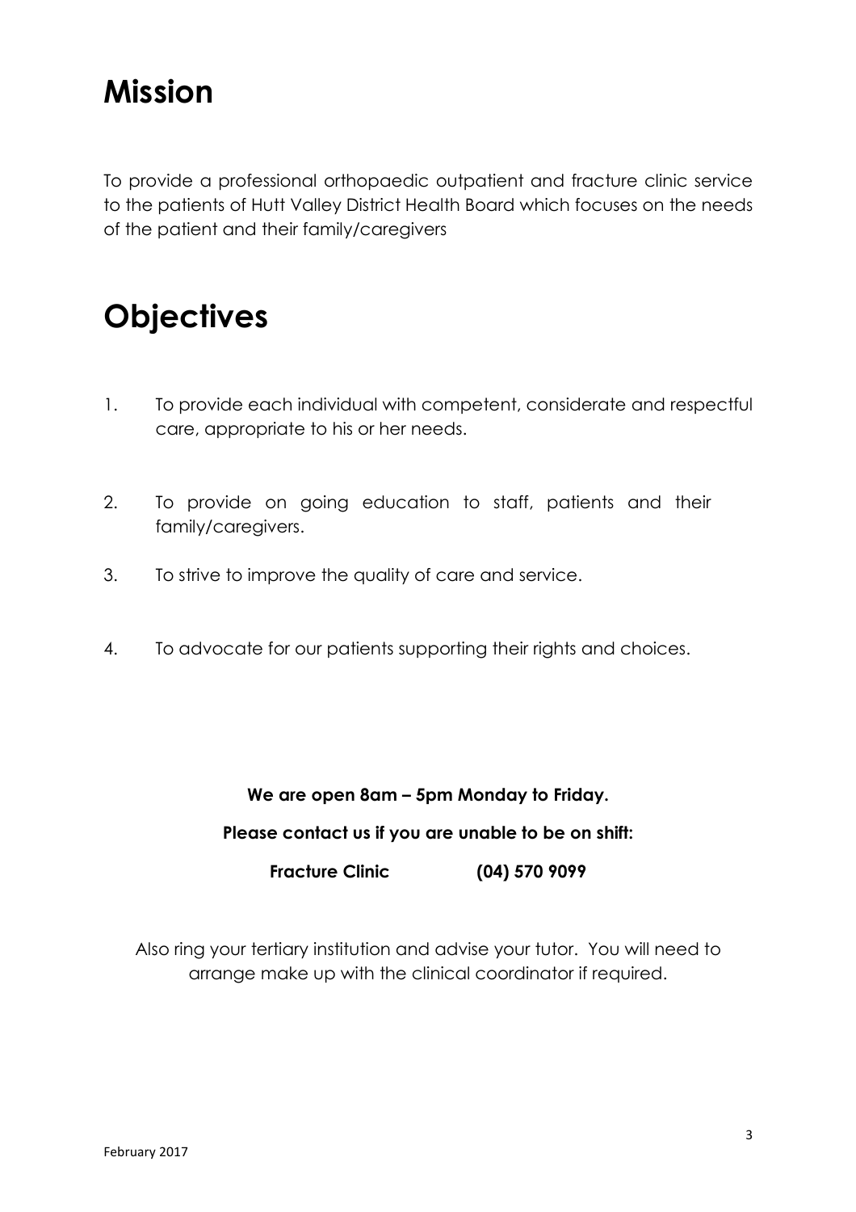# Mission

To provide a professional orthopaedic outpatient and fracture clinic service to the patients of Hutt Valley District Health Board which focuses on the needs of the patient and their family/caregivers

# Objectives

1. To provide each individual with competent, considerate and respectful care, appropriate to his or her needs.
2. To provide on going education to staff, patients and their family/caregivers.
3. To strive to improve the quality of care and service.
4. To advocate for our patients supporting their rights and choices.

**We are open 8am – 5pm Monday to Friday.**

**Please contact us if you are unable to be on shift:**

**Fracture Clinic (04) 570 9099**

Also ring your tertiary institution and advise your tutor. You will need to arrange make up with the clinical coordinator if required.

February 2017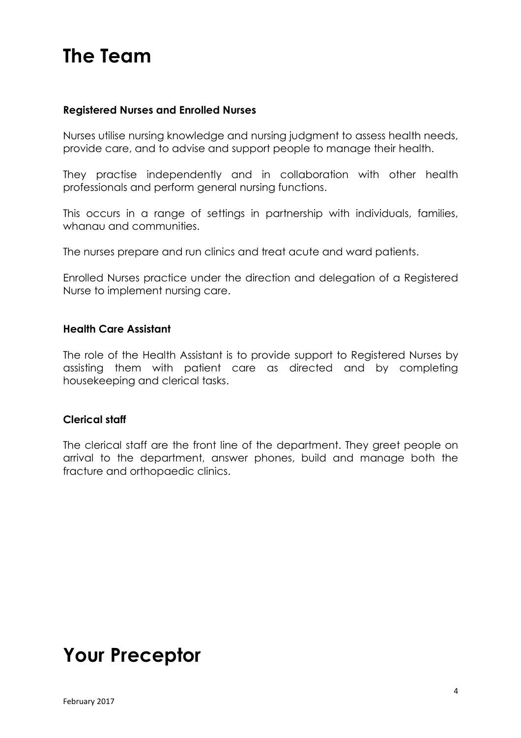# The Team

### Registered Nurses and Enrolled Nurses

Nurses utilise nursing knowledge and nursing judgment to assess health needs, provide care, and to advise and support people to manage their health.

They practise independently and in collaboration with other health professionals and perform general nursing functions.

This occurs in a range of settings in partnership with individuals, families, whanau and communities.

The nurses prepare and run clinics and treat acute and ward patients.

Enrolled Nurses practice under the direction and delegation of a Registered Nurse to implement nursing care.

### Health Care Assistant

The role of the Health Assistant is to provide support to Registered Nurses by assisting them with patient care as directed and by completing housekeeping and clerical tasks.

### Clerical staff

The clerical staff are the front line of the department. They greet people on arrival to the department, answer phones, build and manage both the fracture and orthopaedic clinics.

# Your Preceptor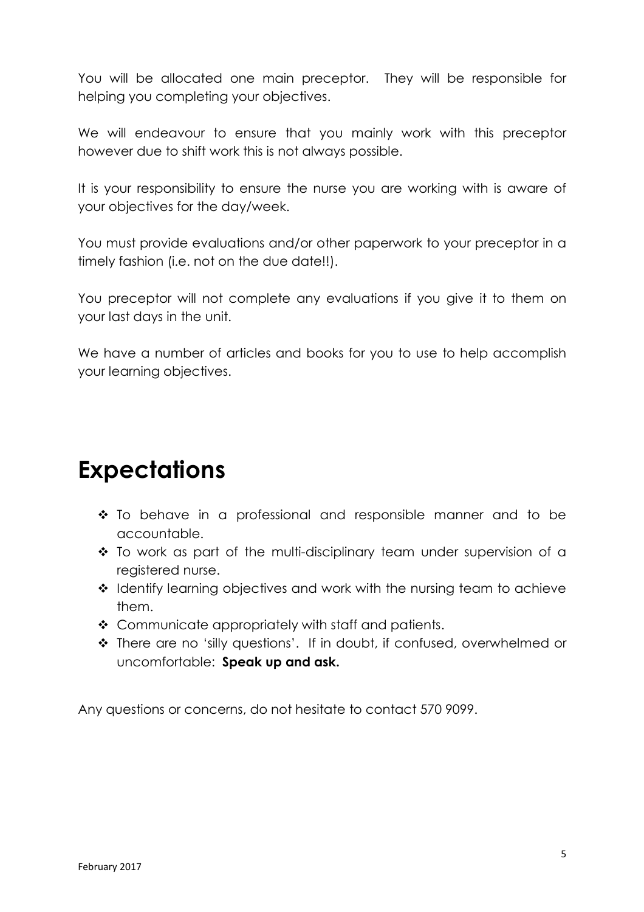You will be allocated one main preceptor. They will be responsible for helping you completing your objectives.

We will endeavour to ensure that you mainly work with this preceptor however due to shift work this is not always possible.

It is your responsibility to ensure the nurse you are working with is aware of your objectives for the day/week.

You must provide evaluations and/or other paperwork to your preceptor in a timely fashion (i.e. not on the due date!!).

You preceptor will not complete any evaluations if you give it to them on your last days in the unit.

We have a number of articles and books for you to use to help accomplish your learning objectives.

# Expectations

- To behave in a professional and responsible manner and to be accountable.
- To work as part of the multi-disciplinary team under supervision of a registered nurse.
- Identify learning objectives and work with the nursing team to achieve them.
- Communicate appropriately with staff and patients.
- There are no 'silly questions'. If in doubt, if confused, overwhelmed or uncomfortable: **Speak up and ask.**

Any questions or concerns, do not hesitate to contact 570 9099.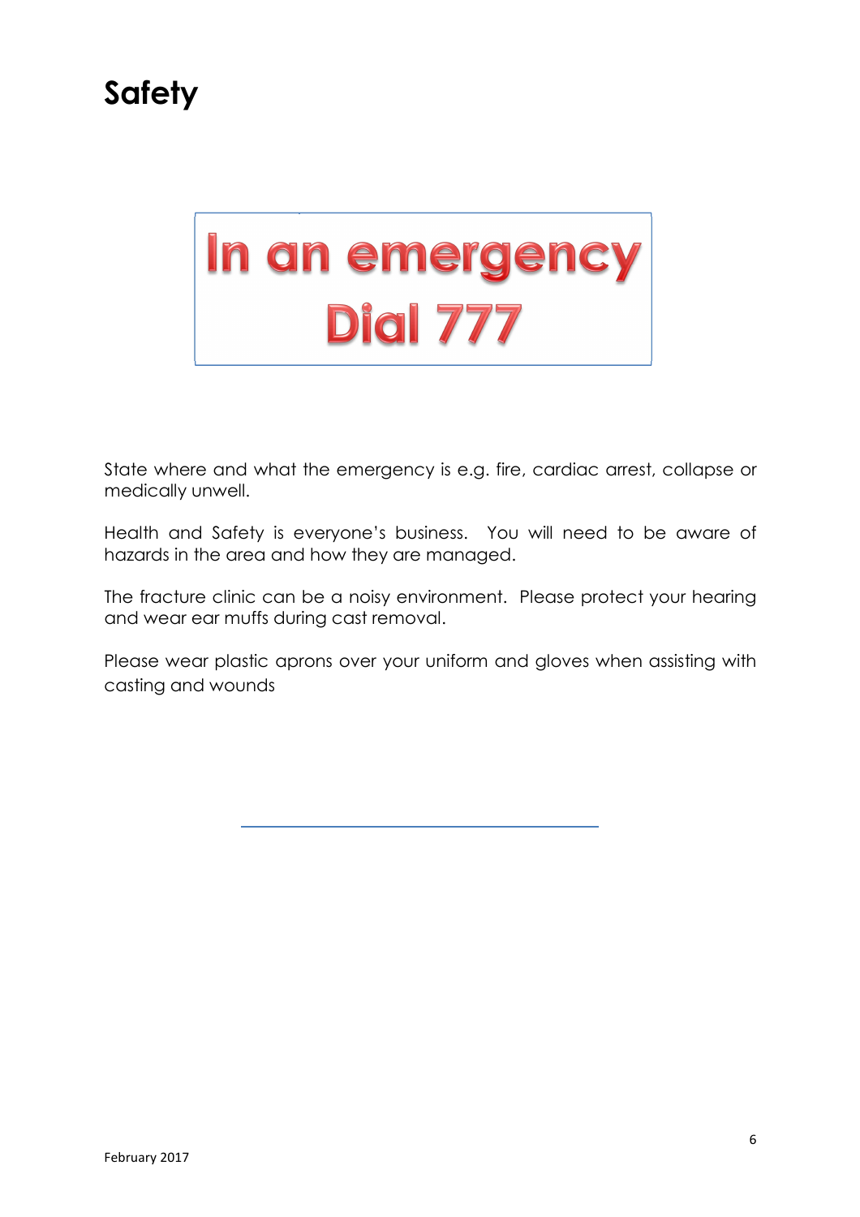# Safety

**In an emergency**
**Dial 777**

State where and what the emergency is e.g. fire, cardiac arrest, collapse or medically unwell.

Health and Safety is everyone's business. You will need to be aware of hazards in the area and how they are managed.

The fracture clinic can be a noisy environment. Please protect your hearing and wear ear muffs during cast removal.

Please wear plastic aprons over your uniform and gloves when assisting with casting and wounds

February 2017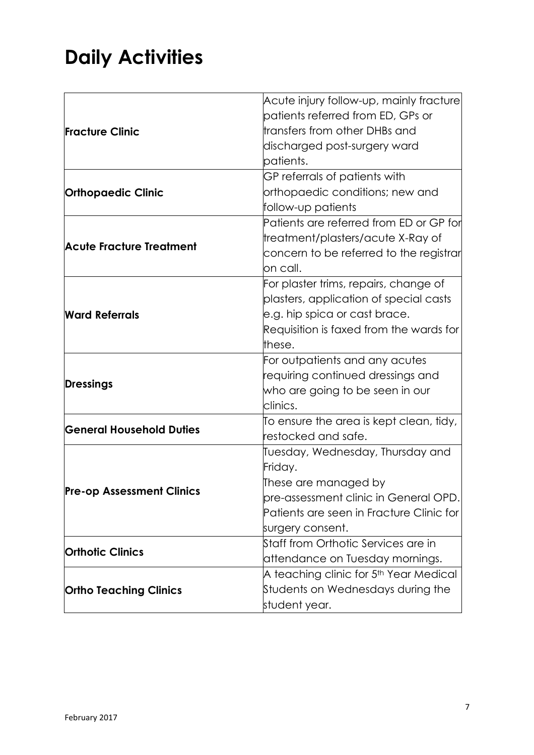# Daily Activities

| | |
|---|---|
| **Fracture Clinic** | Acute injury follow-up, mainly fracture patients referred from ED, GPs or transfers from other DHBs and discharged post-surgery ward patients. |
| **Orthopaedic Clinic** | GP referrals of patients with orthopaedic conditions; new and follow-up patients |
| **Acute Fracture Treatment** | Patients are referred from ED or GP for treatment/plasters/acute X-Ray of concern to be referred to the registrar on call. |
| **Ward Referrals** | For plaster trims, repairs, change of plasters, application of special casts e.g. hip spica or cast brace. Requisition is faxed from the wards for these. |
| **Dressings** | For outpatients and any acutes requiring continued dressings and who are going to be seen in our clinics. |
| **General Household Duties** | To ensure the area is kept clean, tidy, restocked and safe. |
| **Pre-op Assessment Clinics** | Tuesday, Wednesday, Thursday and Friday.<br>These are managed by pre-assessment clinic in General OPD. Patients are seen in Fracture Clinic for surgery consent. |
| **Orthotic Clinics** | Staff from Orthotic Services are in attendance on Tuesday mornings. |
| **Ortho Teaching Clinics** | A teaching clinic for 5th Year Medical Students on Wednesdays during the student year. |

February 2017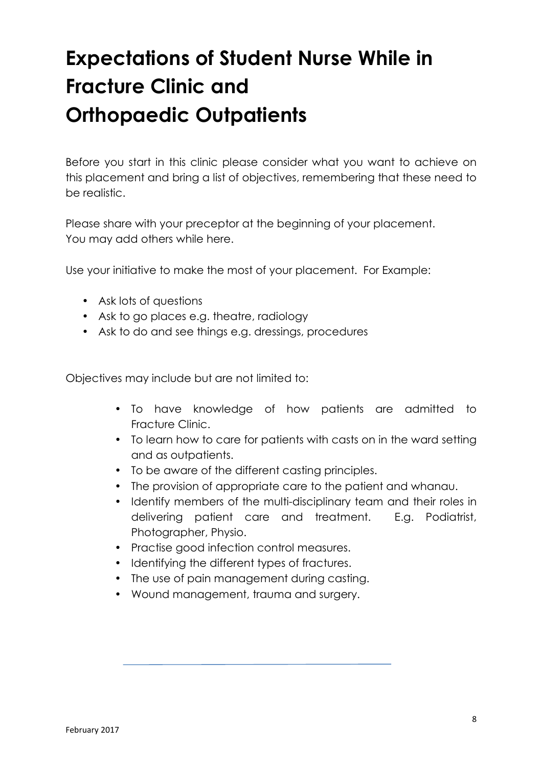# Expectations of Student Nurse While in Fracture Clinic and Orthopaedic Outpatients

Before you start in this clinic please consider what you want to achieve on this placement and bring a list of objectives, remembering that these need to be realistic.

Please share with your preceptor at the beginning of your placement.
You may add others while here.

Use your initiative to make the most of your placement. For Example:

- Ask lots of questions
- Ask to go places e.g. theatre, radiology
- Ask to do and see things e.g. dressings, procedures

Objectives may include but are not limited to:

- To have knowledge of how patients are admitted to Fracture Clinic.
- To learn how to care for patients with casts on in the ward setting and as outpatients.
- To be aware of the different casting principles.
- The provision of appropriate care to the patient and whanau.
- Identify members of the multi-disciplinary team and their roles in delivering patient care and treatment. E.g. Podiatrist, Photographer, Physio.
- Practise good infection control measures.
- Identifying the different types of fractures.
- The use of pain management during casting.
- Wound management, trauma and surgery.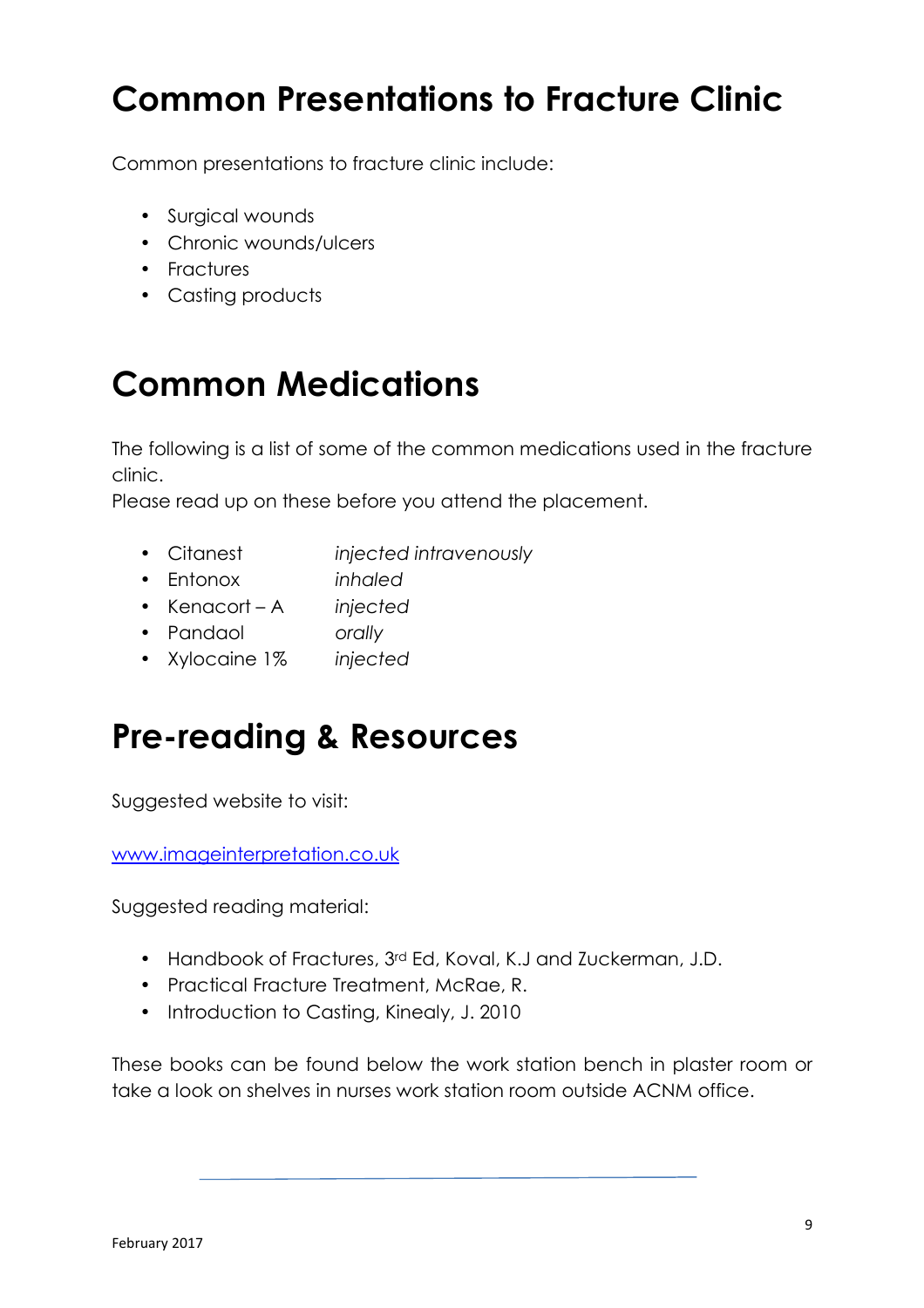# Common Presentations to Fracture Clinic

Common presentations to fracture clinic include:

- Surgical wounds
- Chronic wounds/ulcers
- Fractures
- Casting products

# Common Medications

The following is a list of some of the common medications used in the fracture clinic.
Please read up on these before you attend the placement.

- Citanest *injected intravenously*
- Entonox *inhaled*
- Kenacort – A *injected*
- Pandaol *orally*
- Xylocaine 1% *injected*

# Pre-reading & Resources

Suggested website to visit:

[www.imageinterpretation.co.uk](http://www.imageinterpretation.co.uk)

Suggested reading material:

- Handbook of Fractures, 3rd Ed, Koval, K.J and Zuckerman, J.D.
- Practical Fracture Treatment, McRae, R.
- Introduction to Casting, Kinealy, J. 2010

These books can be found below the work station bench in plaster room or take a look on shelves in nurses work station room outside ACNM office.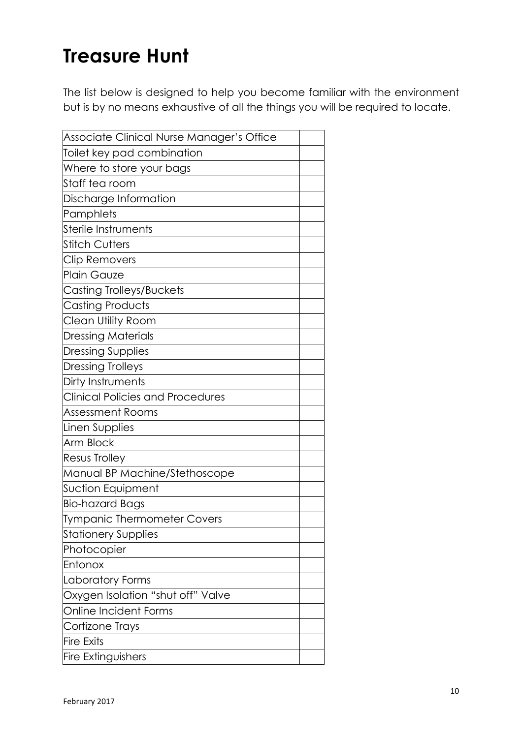# Treasure Hunt

The list below is designed to help you become familiar with the environment but is by no means exhaustive of all the things you will be required to locate.

| | |
|---|---|
| Associate Clinical Nurse Manager's Office | |
| Toilet key pad combination | |
| Where to store your bags | |
| Staff tea room | |
| Discharge Information | |
| Pamphlets | |
| Sterile Instruments | |
| Stitch Cutters | |
| Clip Removers | |
| Plain Gauze | |
| Casting Trolleys/Buckets | |
| Casting Products | |
| Clean Utility Room | |
| Dressing Materials | |
| Dressing Supplies | |
| Dressing Trolleys | |
| Dirty Instruments | |
| Clinical Policies and Procedures | |
| Assessment Rooms | |
| Linen Supplies | |
| Arm Block | |
| Resus Trolley | |
| Manual BP Machine/Stethoscope | |
| Suction Equipment | |
| Bio-hazard Bags | |
| Tympanic Thermometer Covers | |
| Stationery Supplies | |
| Photocopier | |
| Entonox | |
| Laboratory Forms | |
| Oxygen Isolation "shut off" Valve | |
| Online Incident Forms | |
| Cortizone Trays | |
| Fire Exits | |
| Fire Extinguishers | |

February 2017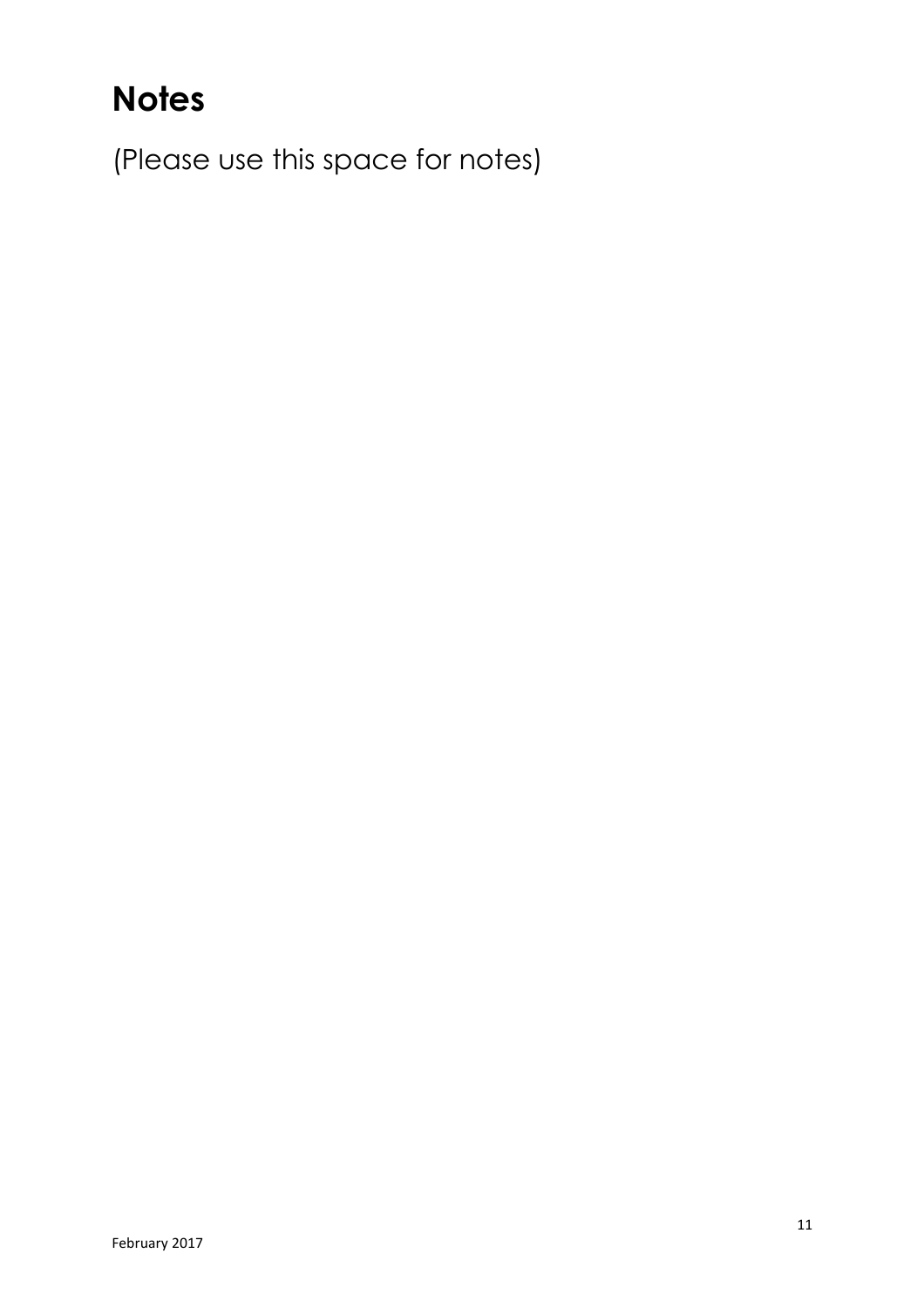# Notes

(Please use this space for notes)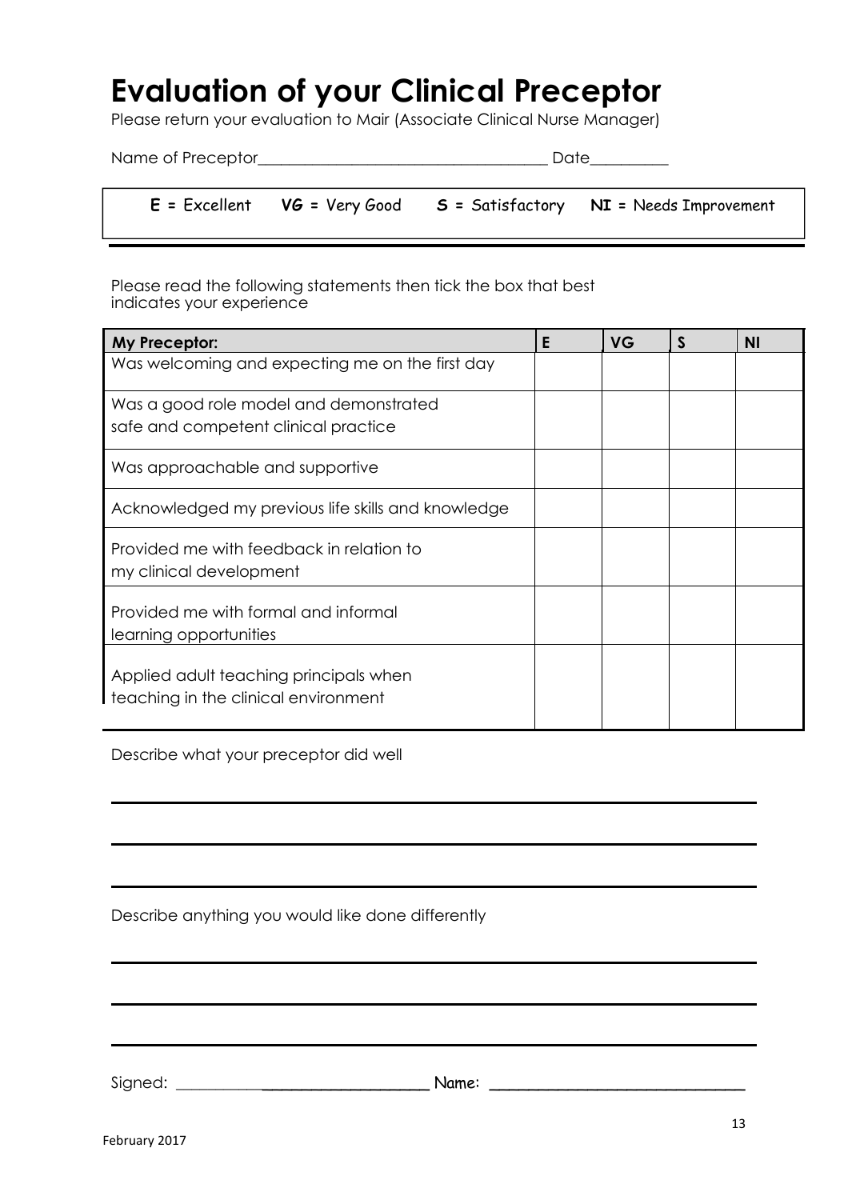# Evaluation of your Clinical Preceptor

Please return your evaluation to Mair (Associate Clinical Nurse Manager)

Name of Preceptor___________________________________ Date_________

**E** = Excellent **VG** = Very Good **S** = Satisfactory **NI** = Needs Improvement

Please read the following statements then tick the box that best indicates your experience

| **My Preceptor:** | **E** | **VG** | **S** | **NI** |
|---|---|---|---|---|
| Was welcoming and expecting me on the first day | | | | |
| Was a good role model and demonstrated safe and competent clinical practice | | | | |
| Was approachable and supportive | | | | |
| Acknowledged my previous life skills and knowledge | | | | |
| Provided me with feedback in relation to my clinical development | | | | |
| Provided me with formal and informal learning opportunities | | | | |
| Applied adult teaching principals when teaching in the clinical environment | | | | |

Describe what your preceptor did well

______________________________________________________________

______________________________________________________________

______________________________________________________________

Describe anything you would like done differently

______________________________________________________________

______________________________________________________________

______________________________________________________________

Signed: ______________________________ Name: ______________________________

February 2017